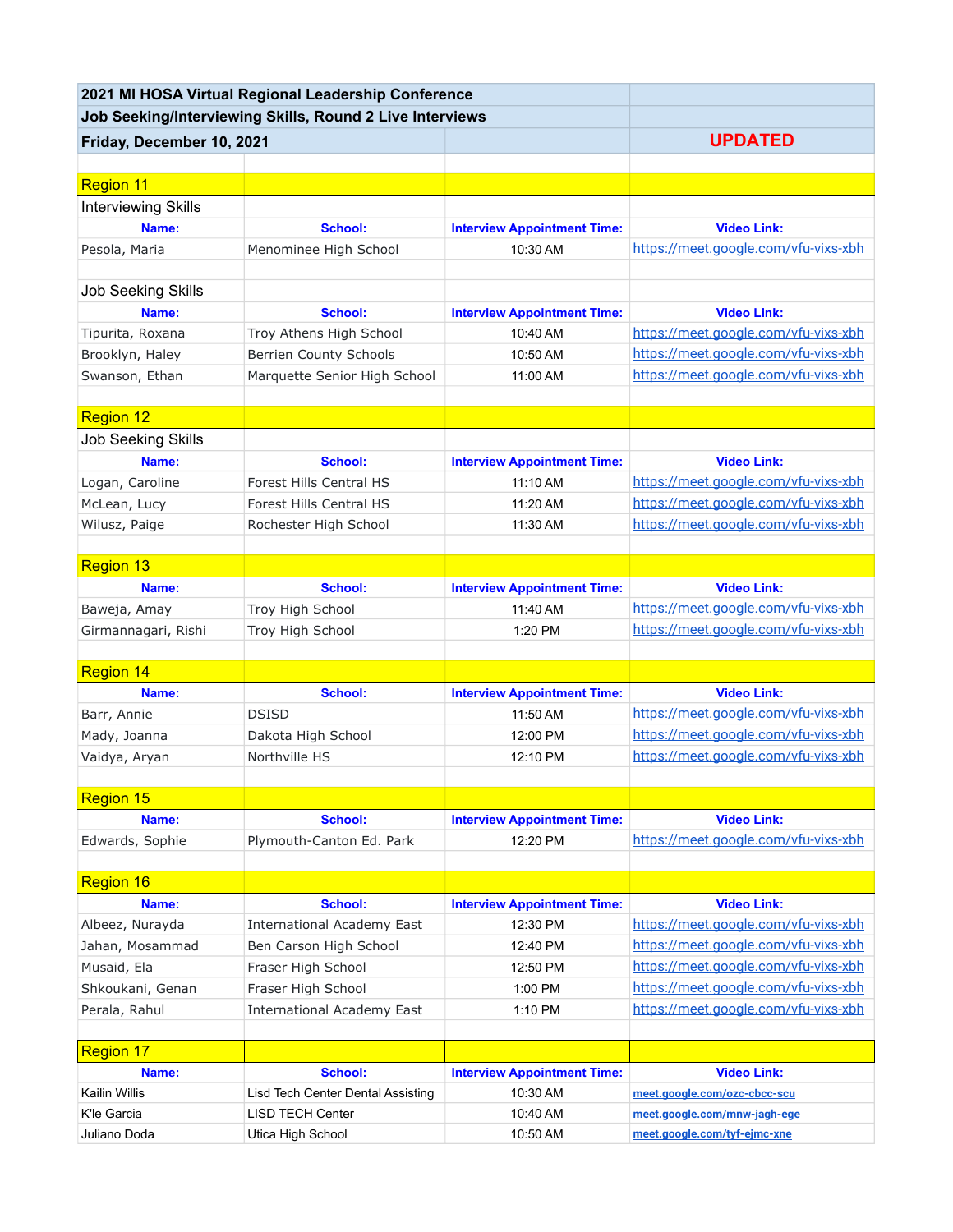## 2021 MI HOSA Virtual Regional Leadership Conference

## Job Seeking/Interviewing Skills, Round 2 Live Interviews

**Friday, December 10, 2021** — **UPDATED**

### Region 11

**Interviewing Skills**

| Name: | School: | Interview Appointment Time: | Video Link: |
|---|---|---|---|
| Pesola, Maria | Menominee High School | 10:30 AM | https://meet.google.com/vfu-vixs-xbh |

**Job Seeking Skills**

| Name: | School: | Interview Appointment Time: | Video Link: |
|---|---|---|---|
| Tipurita, Roxana | Troy Athens High School | 10:40 AM | https://meet.google.com/vfu-vixs-xbh |
| Brooklyn, Haley | Berrien County Schools | 10:50 AM | https://meet.google.com/vfu-vixs-xbh |
| Swanson, Ethan | Marquette Senior High School | 11:00 AM | https://meet.google.com/vfu-vixs-xbh |

### Region 12

**Job Seeking Skills**

| Name: | School: | Interview Appointment Time: | Video Link: |
|---|---|---|---|
| Logan, Caroline | Forest Hills Central HS | 11:10 AM | https://meet.google.com/vfu-vixs-xbh |
| McLean, Lucy | Forest Hills Central HS | 11:20 AM | https://meet.google.com/vfu-vixs-xbh |
| Wilusz, Paige | Rochester High School | 11:30 AM | https://meet.google.com/vfu-vixs-xbh |

### Region 13

| Name: | School: | Interview Appointment Time: | Video Link: |
|---|---|---|---|
| Baweja, Amay | Troy High School | 11:40 AM | https://meet.google.com/vfu-vixs-xbh |
| Girmannagari, Rishi | Troy High School | 1:20 PM | https://meet.google.com/vfu-vixs-xbh |

### Region 14

| Name: | School: | Interview Appointment Time: | Video Link: |
|---|---|---|---|
| Barr, Annie | DSISD | 11:50 AM | https://meet.google.com/vfu-vixs-xbh |
| Mady, Joanna | Dakota High School | 12:00 PM | https://meet.google.com/vfu-vixs-xbh |
| Vaidya, Aryan | Northville HS | 12:10 PM | https://meet.google.com/vfu-vixs-xbh |

### Region 15

| Name: | School: | Interview Appointment Time: | Video Link: |
|---|---|---|---|
| Edwards, Sophie | Plymouth-Canton Ed. Park | 12:20 PM | https://meet.google.com/vfu-vixs-xbh |

### Region 16

| Name: | School: | Interview Appointment Time: | Video Link: |
|---|---|---|---|
| Albeez, Nurayda | International Academy East | 12:30 PM | https://meet.google.com/vfu-vixs-xbh |
| Jahan, Mosammad | Ben Carson High School | 12:40 PM | https://meet.google.com/vfu-vixs-xbh |
| Musaid, Ela | Fraser High School | 12:50 PM | https://meet.google.com/vfu-vixs-xbh |
| Shkoukani, Genan | Fraser High School | 1:00 PM | https://meet.google.com/vfu-vixs-xbh |
| Perala, Rahul | International Academy East | 1:10 PM | https://meet.google.com/vfu-vixs-xbh |

### Region 17

| Name: | School: | Interview Appointment Time: | Video Link: |
|---|---|---|---|
| Kailin Willis | Lisd Tech Center Dental Assisting | 10:30 AM | meet.google.com/ozc-cbcc-scu |
| K'le Garcia | LISD TECH Center | 10:40 AM | meet.google.com/mnw-jagh-ege |
| Juliano Doda | Utica High School | 10:50 AM | meet.google.com/tyf-ejmc-xne |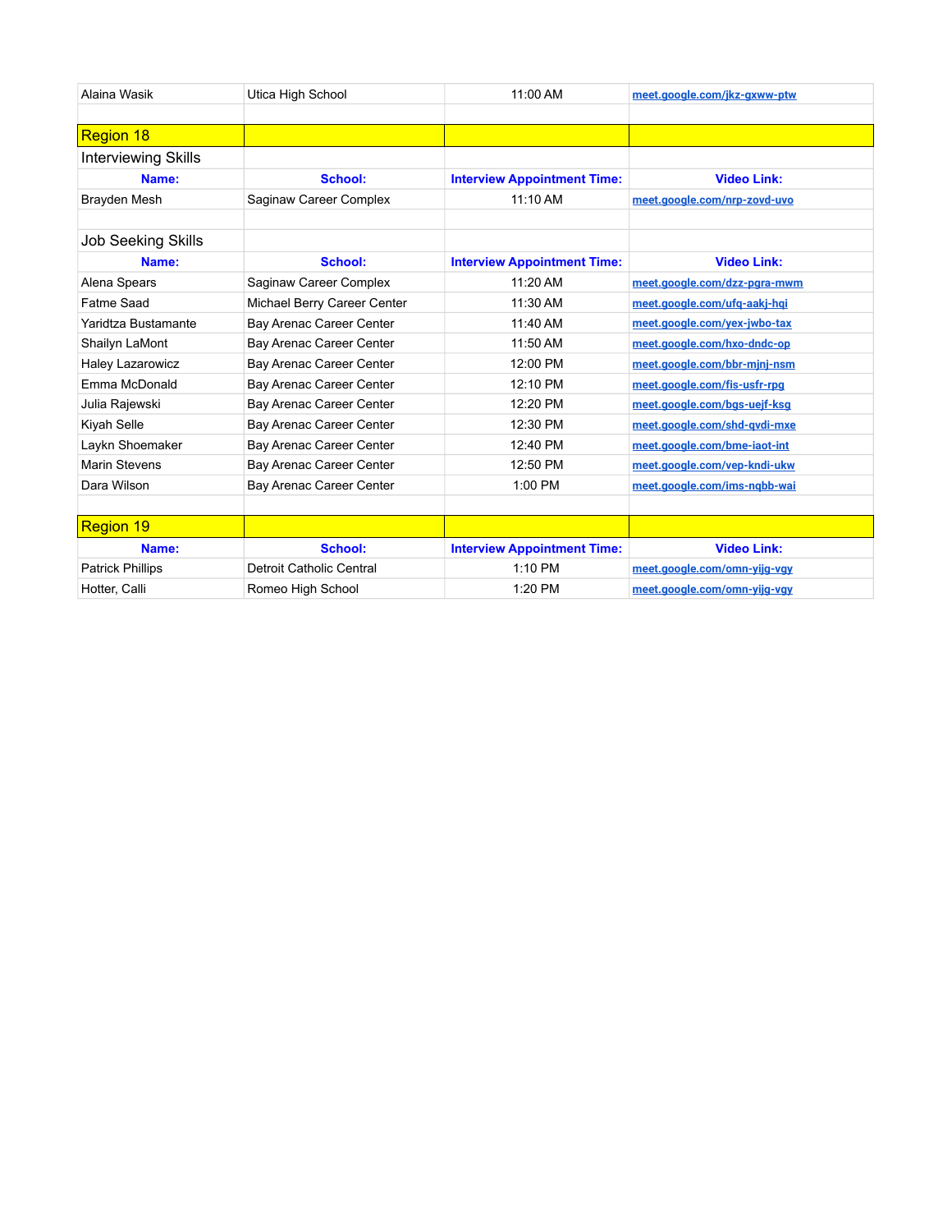| | | | |
|---|---|---|---|
| Alaina Wasik | Utica High School | 11:00 AM | meet.google.com/jkz-gxww-ptw |

## Region 18

### Interviewing Skills

| Name: | School: | Interview Appointment Time: | Video Link: |
|---|---|---|---|
| Brayden Mesh | Saginaw Career Complex | 11:10 AM | meet.google.com/nrp-zovd-uvo |

### Job Seeking Skills

| Name: | School: | Interview Appointment Time: | Video Link: |
|---|---|---|---|
| Alena Spears | Saginaw Career Complex | 11:20 AM | meet.google.com/dzz-pgra-mwm |
| Fatme Saad | Michael Berry Career Center | 11:30 AM | meet.google.com/ufq-aakj-hqi |
| Yaridtza Bustamante | Bay Arenac Career Center | 11:40 AM | meet.google.com/yex-jwbo-tax |
| Shailyn LaMont | Bay Arenac Career Center | 11:50 AM | meet.google.com/hxo-dndc-op |
| Haley Lazarowicz | Bay Arenac Career Center | 12:00 PM | meet.google.com/bbr-mjnj-nsm |
| Emma McDonald | Bay Arenac Career Center | 12:10 PM | meet.google.com/fis-usfr-rpg |
| Julia Rajewski | Bay Arenac Career Center | 12:20 PM | meet.google.com/bgs-uejf-ksg |
| Kiyah Selle | Bay Arenac Career Center | 12:30 PM | meet.google.com/shd-qvdi-mxe |
| Laykn Shoemaker | Bay Arenac Career Center | 12:40 PM | meet.google.com/bme-iaot-int |
| Marin Stevens | Bay Arenac Career Center | 12:50 PM | meet.google.com/vep-kndi-ukw |
| Dara Wilson | Bay Arenac Career Center | 1:00 PM | meet.google.com/ims-nqbb-wai |

## Region 19

| Name: | School: | Interview Appointment Time: | Video Link: |
|---|---|---|---|
| Patrick Phillips | Detroit Catholic Central | 1:10 PM | meet.google.com/omn-yijg-vgy |
| Hotter, Calli | Romeo High School | 1:20 PM | meet.google.com/omn-yijg-vgy |